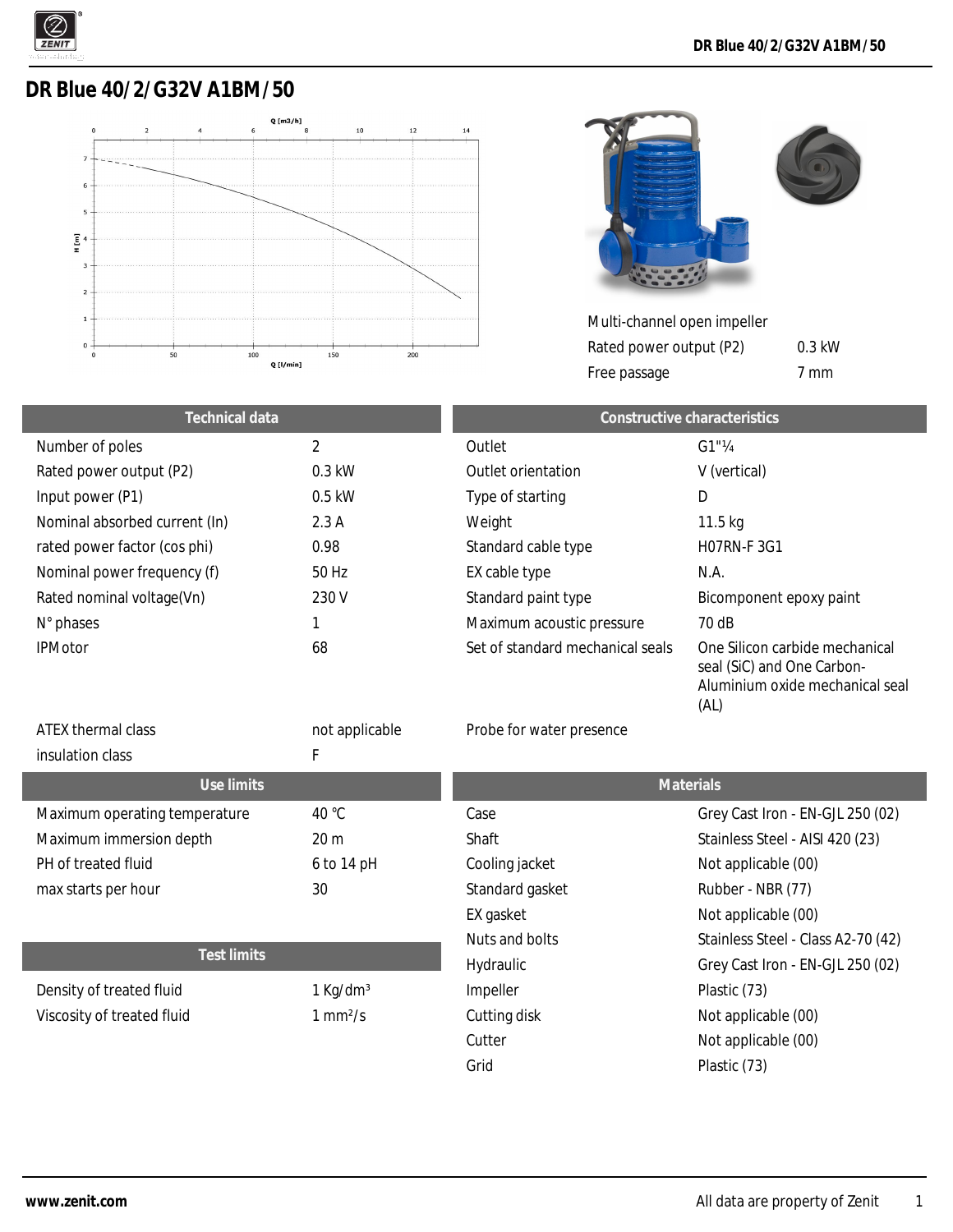# DR Blue 40/2/G32V A1BM/50

Multi-channel open impeller

| | |
|---|---|
| Rated power output (P2) | 0.3 kW |
| Free passage | 7 mm |

| Technical data | |
|---|---|
| Number of poles | 2 |
| Rated power output (P2) | 0.3 kW |
| Input power (P1) | 0.5 kW |
| Nominal absorbed current (In) | 2.3 A |
| rated power factor (cos phi) | 0.98 |
| Nominal power frequency (f) | 50 Hz |
| Rated nominal voltage(Vn) | 230 V |
| N° phases | 1 |
| IPMotor | 68 |
| ATEX thermal class | not applicable |
| insulation class | F |

| Constructive characteristics | |
|---|---|
| Outlet | G1"¼ |
| Outlet orientation | V (vertical) |
| Type of starting | D |
| Weight | 11.5 kg |
| Standard cable type | H07RN-F 3G1 |
| EX cable type | N.A. |
| Standard paint type | Bicomponent epoxy paint |
| Maximum acoustic pressure | 70 dB |
| Set of standard mechanical seals | One Silicon carbide mechanical seal (SiC) and One Carbon-Aluminium oxide mechanical seal (AL) |
| Probe for water presence | |

| Use limits | |
|---|---|
| Maximum operating temperature | 40 °C |
| Maximum immersion depth | 20 m |
| PH of treated fluid | 6 to 14 pH |
| max starts per hour | 30 |

| Test limits | |
|---|---|
| Density of treated fluid | 1 Kg/dm³ |
| Viscosity of treated fluid | 1 mm²/s |

| Materials | |
|---|---|
| Case | Grey Cast Iron - EN-GJL 250 (02) |
| Shaft | Stainless Steel - AISI 420 (23) |
| Cooling jacket | Not applicable (00) |
| Standard gasket | Rubber - NBR (77) |
| EX gasket | Not applicable (00) |
| Nuts and bolts | Stainless Steel - Class A2-70 (42) |
| Hydraulic | Grey Cast Iron - EN-GJL 250 (02) |
| Impeller | Plastic (73) |
| Cutting disk | Not applicable (00) |
| Cutter | Not applicable (00) |
| Grid | Plastic (73) |

www.zenit.com

All data are property of Zenit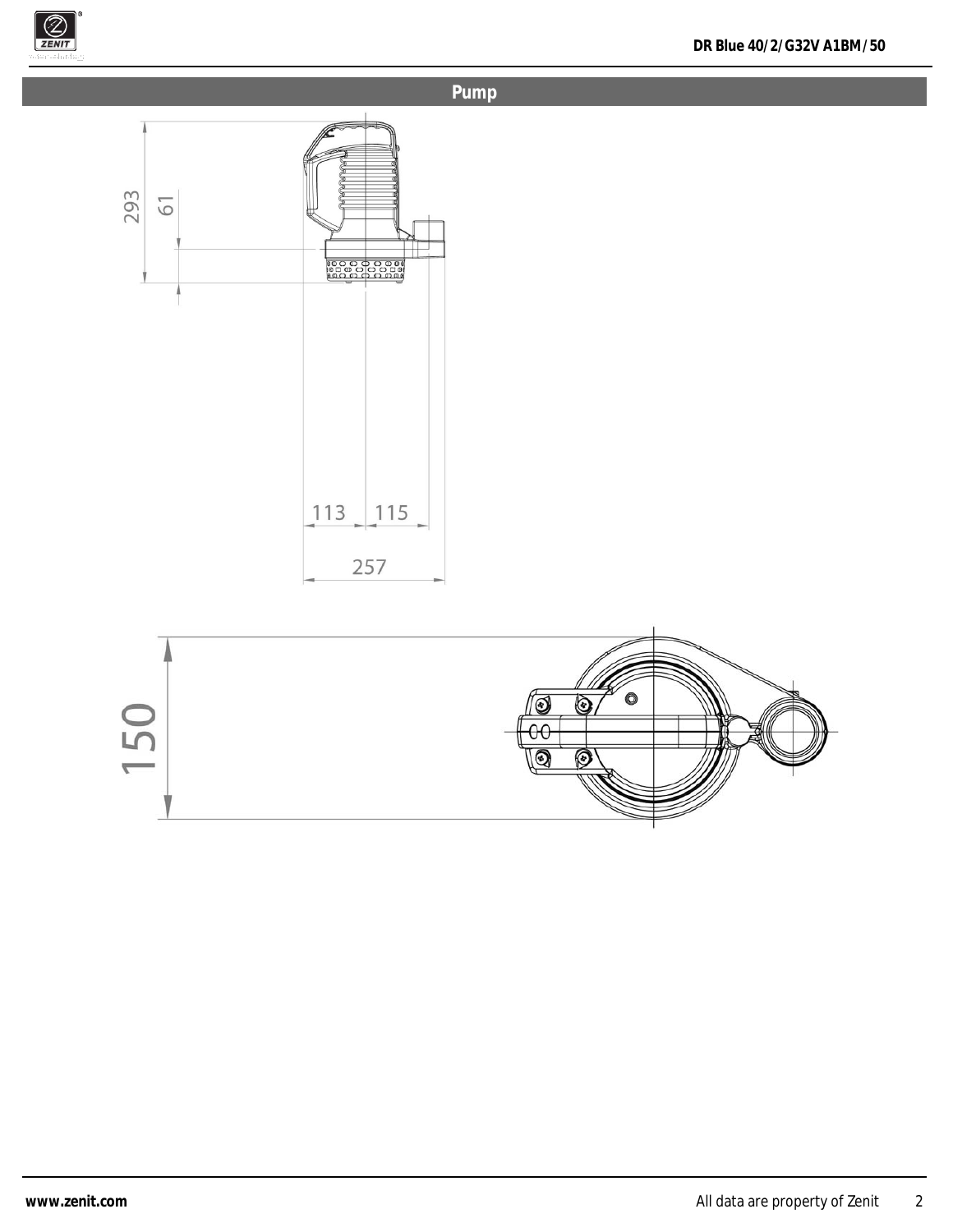## Pump

293

61

113

115

257

150